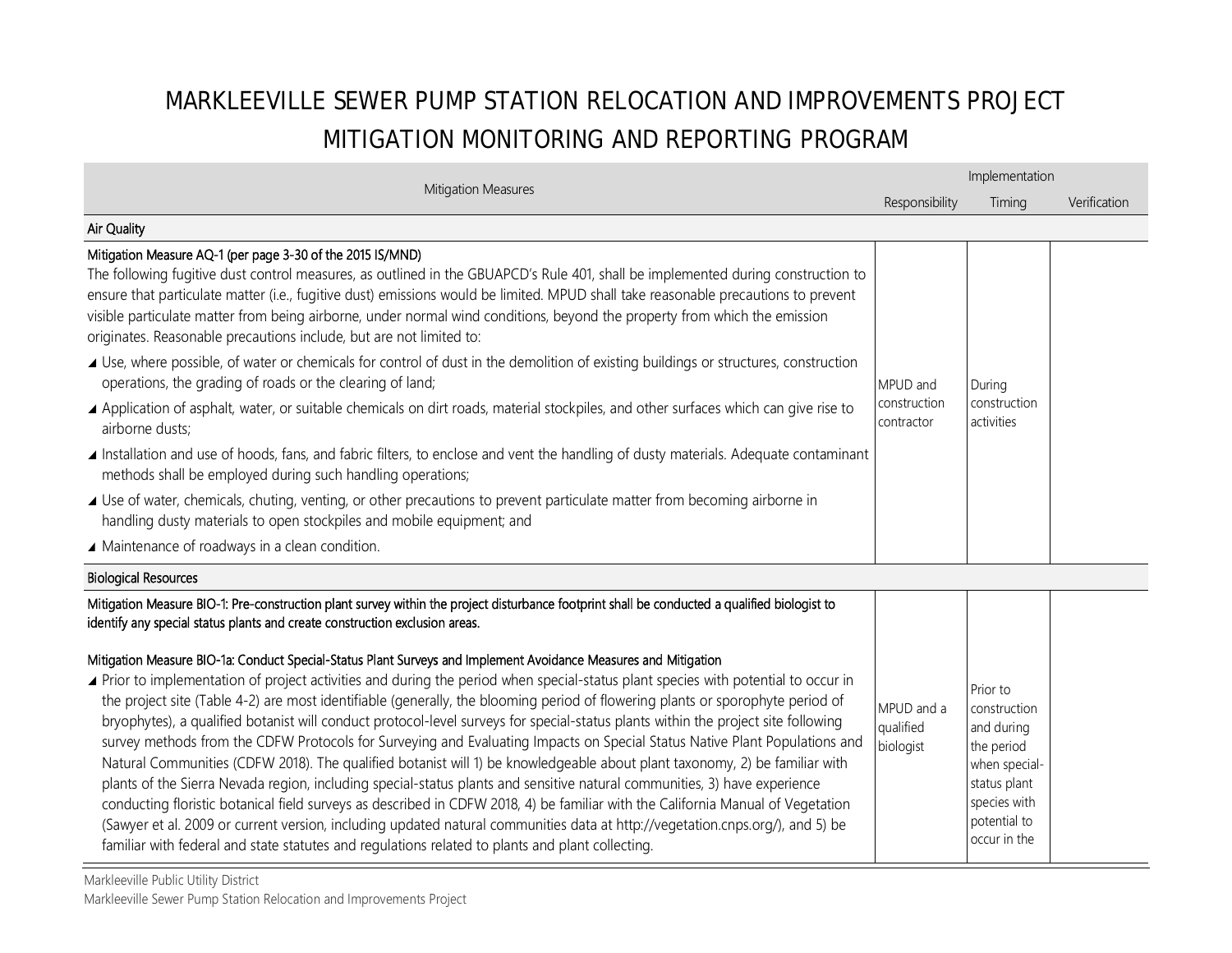# MARKLEEVILLE SEWER PUMP STATION RELOCATION AND IMPROVEMENTS PROJECT
# MITIGATION MONITORING AND REPORTING PROGRAM

| Mitigation Measures | Implementation | | |
|---|---|---|---|
| | Responsibility | Timing | Verification |
| **Air Quality** | | | |
| Mitigation Measure AQ-1 (per page 3-30 of the 2015 IS/MND)<br>The following fugitive dust control measures, as outlined in the GBUAPCD's Rule 401, shall be implemented during construction to ensure that particulate matter (i.e., fugitive dust) emissions would be limited. MPUD shall take reasonable precautions to prevent visible particulate matter from being airborne, under normal wind conditions, beyond the property from which the emission originates. Reasonable precautions include, but are not limited to:<br>◢ Use, where possible, of water or chemicals for control of dust in the demolition of existing buildings or structures, construction operations, the grading of roads or the clearing of land;<br>◢ Application of asphalt, water, or suitable chemicals on dirt roads, material stockpiles, and other surfaces which can give rise to airborne dusts;<br>◢ Installation and use of hoods, fans, and fabric filters, to enclose and vent the handling of dusty materials. Adequate contaminant methods shall be employed during such handling operations;<br>◢ Use of water, chemicals, chuting, venting, or other precautions to prevent particulate matter from becoming airborne in handling dusty materials to open stockpiles and mobile equipment; and<br>◢ Maintenance of roadways in a clean condition. | MPUD and construction contractor | During construction activities | |
| **Biological Resources** | | | |
| Mitigation Measure BIO-1: Pre-construction plant survey within the project disturbance footprint shall be conducted a qualified biologist to identify any special status plants and create construction exclusion areas.<br><br>Mitigation Measure BIO-1a: Conduct Special-Status Plant Surveys and Implement Avoidance Measures and Mitigation<br>◢ Prior to implementation of project activities and during the period when special-status plant species with potential to occur in the project site (Table 4-2) are most identifiable (generally, the blooming period of flowering plants or sporophyte period of bryophytes), a qualified botanist will conduct protocol-level surveys for special-status plants within the project site following survey methods from the CDFW Protocols for Surveying and Evaluating Impacts on Special Status Native Plant Populations and Natural Communities (CDFW 2018). The qualified botanist will 1) be knowledgeable about plant taxonomy, 2) be familiar with plants of the Sierra Nevada region, including special-status plants and sensitive natural communities, 3) have experience conducting floristic botanical field surveys as described in CDFW 2018, 4) be familiar with the California Manual of Vegetation (Sawyer et al. 2009 or current version, including updated natural communities data at http://vegetation.cnps.org/), and 5) be familiar with federal and state statutes and regulations related to plants and plant collecting. | MPUD and a qualified biologist | Prior to construction and during the period when special-status plant species with potential to occur in the | |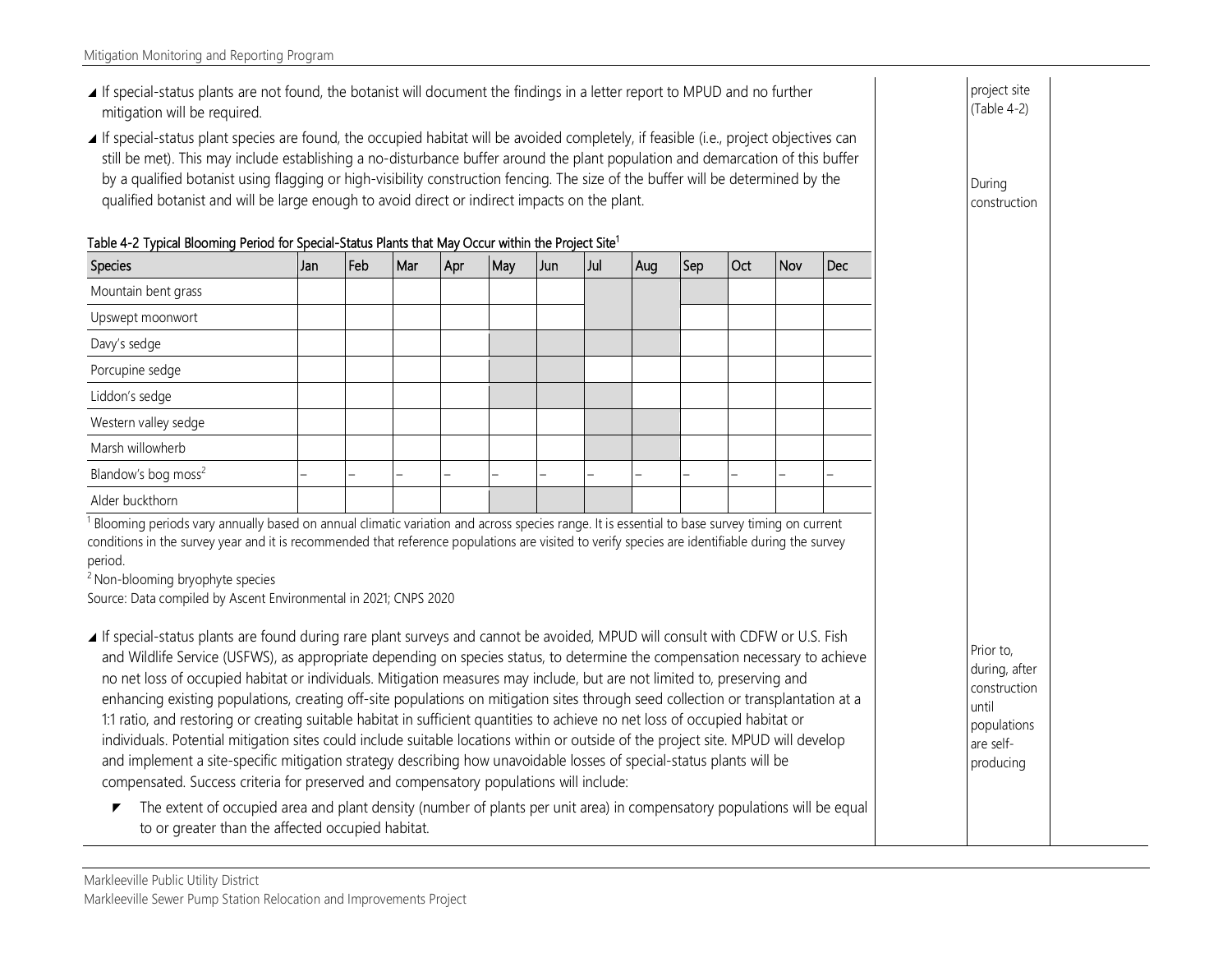- If special-status plants are not found, the botanist will document the findings in a letter report to MPUD and no further mitigation will be required.
- If special-status plant species are found, the occupied habitat will be avoided completely, if feasible (i.e., project objectives can still be met). This may include establishing a no-disturbance buffer around the plant population and demarcation of this buffer by a qualified botanist using flagging or high-visibility construction fencing. The size of the buffer will be determined by the qualified botanist and will be large enough to avoid direct or indirect impacts on the plant.

project site (Table 4-2)

During construction

**Table 4-2 Typical Blooming Period for Special-Status Plants that May Occur within the Project Site[1]**

| Species | Jan | Feb | Mar | Apr | May | Jun | Jul | Aug | Sep | Oct | Nov | Dec |
|---|---|---|---|---|---|---|---|---|---|---|---|---|
| Mountain bent grass | | | | | | | X | X | X | | | |
| Upswept moonwort | | | | | | | X | X | | | | |
| Davy's sedge | | | | | X | X | X | X | | | | |
| Porcupine sedge | | | | | X | X | | | | | | |
| Liddon's sedge | | | | | X | X | X | | | | | |
| Western valley sedge | | | | | | | X | X | | | | |
| Marsh willowherb | | | | | | | X | X | | | | |
| Blandow's bog moss[2] | – | – | – | – | – | – | – | – | – | – | – | – |
| Alder buckthorn | | | | | X | X | X | | | | | |

[1] Blooming periods vary annually based on annual climatic variation and across species range. It is essential to base survey timing on current conditions in the survey year and it is recommended that reference populations are visited to verify species are identifiable during the survey period.

[2] Non-blooming bryophyte species

Source: Data compiled by Ascent Environmental in 2021; CNPS 2020

- If special-status plants are found during rare plant surveys and cannot be avoided, MPUD will consult with CDFW or U.S. Fish and Wildlife Service (USFWS), as appropriate depending on species status, to determine the compensation necessary to achieve no net loss of occupied habitat or individuals. Mitigation measures may include, but are not limited to, preserving and enhancing existing populations, creating off-site populations on mitigation sites through seed collection or transplantation at a 1:1 ratio, and restoring or creating suitable habitat in sufficient quantities to achieve no net loss of occupied habitat or individuals. Potential mitigation sites could include suitable locations within or outside of the project site. MPUD will develop and implement a site-specific mitigation strategy describing how unavoidable losses of special-status plants will be compensated. Success criteria for preserved and compensatory populations will include:
  - The extent of occupied area and plant density (number of plants per unit area) in compensatory populations will be equal to or greater than the affected occupied habitat.

Prior to, during, after construction until populations are self-producing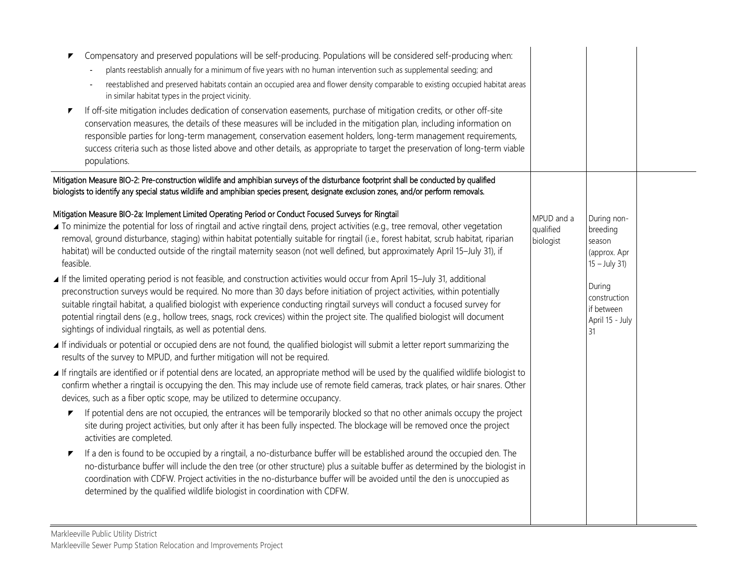| | | | |
|---|---|---|---|
| ▸ Compensatory and preserved populations will be self-producing. Populations will be considered self-producing when:<br>- plants reestablish annually for a minimum of five years with no human intervention such as supplemental seeding; and<br>- reestablished and preserved habitats contain an occupied area and flower density comparable to existing occupied habitat areas in similar habitat types in the project vicinity.<br>▸ If off-site mitigation includes dedication of conservation easements, purchase of mitigation credits, or other off-site conservation measures, the details of these measures will be included in the mitigation plan, including information on responsible parties for long-term management, conservation easement holders, long-term management requirements, success criteria such as those listed above and other details, as appropriate to target the preservation of long-term viable populations. | | | |
| Mitigation Measure BIO-2: Pre-construction wildlife and amphibian surveys of the disturbance footprint shall be conducted by qualified biologists to identify any special status wildlife and amphibian species present, designate exclusion zones, and/or perform removals.<br><br>Mitigation Measure BIO-2a: Implement Limited Operating Period or Conduct Focused Surveys for Ringtail<br>◢ To minimize the potential for loss of ringtail and active ringtail dens, project activities (e.g., tree removal, other vegetation removal, ground disturbance, staging) within habitat potentially suitable for ringtail (i.e., forest habitat, scrub habitat, riparian habitat) will be conducted outside of the ringtail maternity season (not well defined, but approximately April 15–July 31), if feasible.<br>◢ If the limited operating period is not feasible, and construction activities would occur from April 15–July 31, additional preconstruction surveys would be required. No more than 30 days before initiation of project activities, within potentially suitable ringtail habitat, a qualified biologist with experience conducting ringtail surveys will conduct a focused survey for potential ringtail dens (e.g., hollow trees, snags, rock crevices) within the project site. The qualified biologist will document sightings of individual ringtails, as well as potential dens.<br>◢ If individuals or potential or occupied dens are not found, the qualified biologist will submit a letter report summarizing the results of the survey to MPUD, and further mitigation will not be required.<br>◢ If ringtails are identified or if potential dens are located, an appropriate method will be used by the qualified wildlife biologist to confirm whether a ringtail is occupying the den. This may include use of remote field cameras, track plates, or hair snares. Other devices, such as a fiber optic scope, may be utilized to determine occupancy.<br>▸ If potential dens are not occupied, the entrances will be temporarily blocked so that no other animals occupy the project site during project activities, but only after it has been fully inspected. The blockage will be removed once the project activities are completed.<br>▸ If a den is found to be occupied by a ringtail, a no-disturbance buffer will be established around the occupied den. The no-disturbance buffer will include the den tree (or other structure) plus a suitable buffer as determined by the biologist in coordination with CDFW. Project activities in the no-disturbance buffer will be avoided until the den is unoccupied as determined by the qualified wildlife biologist in coordination with CDFW. | MPUD and a qualified biologist | During non-breeding season (approx. Apr 15 – July 31)<br><br>During construction if between April 15 - July 31 | |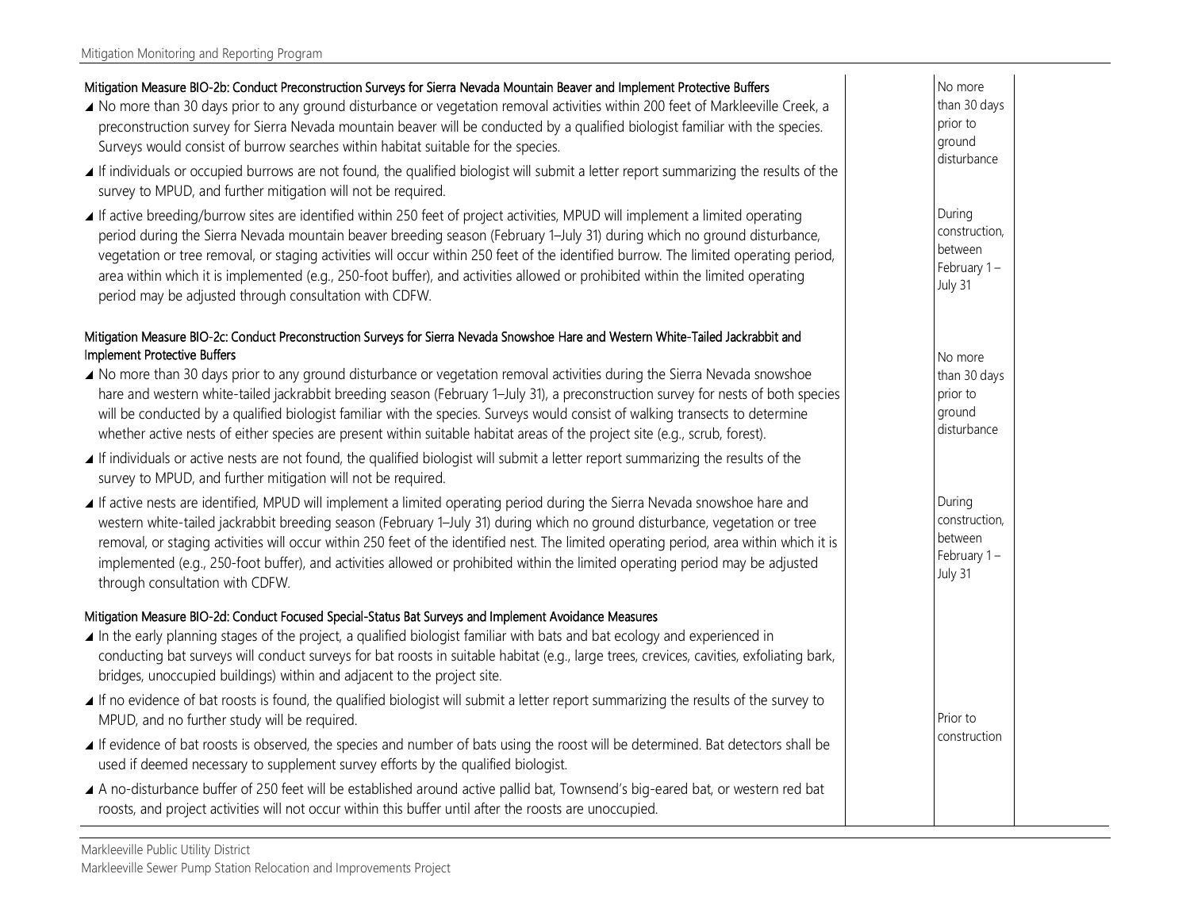| | | | |
|---|---|---|---|
| **Mitigation Measure BIO-2b: Conduct Preconstruction Surveys for Sierra Nevada Mountain Beaver and Implement Protective Buffers** | | | |
| ◢ No more than 30 days prior to any ground disturbance or vegetation removal activities within 200 feet of Markleeville Creek, a preconstruction survey for Sierra Nevada mountain beaver will be conducted by a qualified biologist familiar with the species. Surveys would consist of burrow searches within habitat suitable for the species. | | No more than 30 days prior to ground disturbance | |
| ◢ If individuals or occupied burrows are not found, the qualified biologist will submit a letter report summarizing the results of the survey to MPUD, and further mitigation will not be required. | | | |
| ◢ If active breeding/burrow sites are identified within 250 feet of project activities, MPUD will implement a limited operating period during the Sierra Nevada mountain beaver breeding season (February 1–July 31) during which no ground disturbance, vegetation or tree removal, or staging activities will occur within 250 feet of the identified burrow. The limited operating period, area within which it is implemented (e.g., 250-foot buffer), and activities allowed or prohibited within the limited operating period may be adjusted through consultation with CDFW. | | During construction, between February 1 – July 31 | |
| **Mitigation Measure BIO-2c: Conduct Preconstruction Surveys for Sierra Nevada Snowshoe Hare and Western White-Tailed Jackrabbit and Implement Protective Buffers** | | | |
| ◢ No more than 30 days prior to any ground disturbance or vegetation removal activities during the Sierra Nevada snowshoe hare and western white-tailed jackrabbit breeding season (February 1–July 31), a preconstruction survey for nests of both species will be conducted by a qualified biologist familiar with the species. Surveys would consist of walking transects to determine whether active nests of either species are present within suitable habitat areas of the project site (e.g., scrub, forest). | | No more than 30 days prior to ground disturbance | |
| ◢ If individuals or active nests are not found, the qualified biologist will submit a letter report summarizing the results of the survey to MPUD, and further mitigation will not be required. | | | |
| ◢ If active nests are identified, MPUD will implement a limited operating period during the Sierra Nevada snowshoe hare and western white-tailed jackrabbit breeding season (February 1–July 31) during which no ground disturbance, vegetation or tree removal, or staging activities will occur within 250 feet of the identified nest. The limited operating period, area within which it is implemented (e.g., 250-foot buffer), and activities allowed or prohibited within the limited operating period may be adjusted through consultation with CDFW. | | During construction, between February 1 – July 31 | |
| **Mitigation Measure BIO-2d: Conduct Focused Special-Status Bat Surveys and Implement Avoidance Measures** | | | |
| ◢ In the early planning stages of the project, a qualified biologist familiar with bats and bat ecology and experienced in conducting bat surveys will conduct surveys for bat roosts in suitable habitat (e.g., large trees, crevices, cavities, exfoliating bark, bridges, unoccupied buildings) within and adjacent to the project site. | | | |
| ◢ If no evidence of bat roosts is found, the qualified biologist will submit a letter report summarizing the results of the survey to MPUD, and no further study will be required. | | Prior to construction | |
| ◢ If evidence of bat roosts is observed, the species and number of bats using the roost will be determined. Bat detectors shall be used if deemed necessary to supplement survey efforts by the qualified biologist. | | | |
| ◢ A no-disturbance buffer of 250 feet will be established around active pallid bat, Townsend's big-eared bat, or western red bat roosts, and project activities will not occur within this buffer until after the roosts are unoccupied. | | | |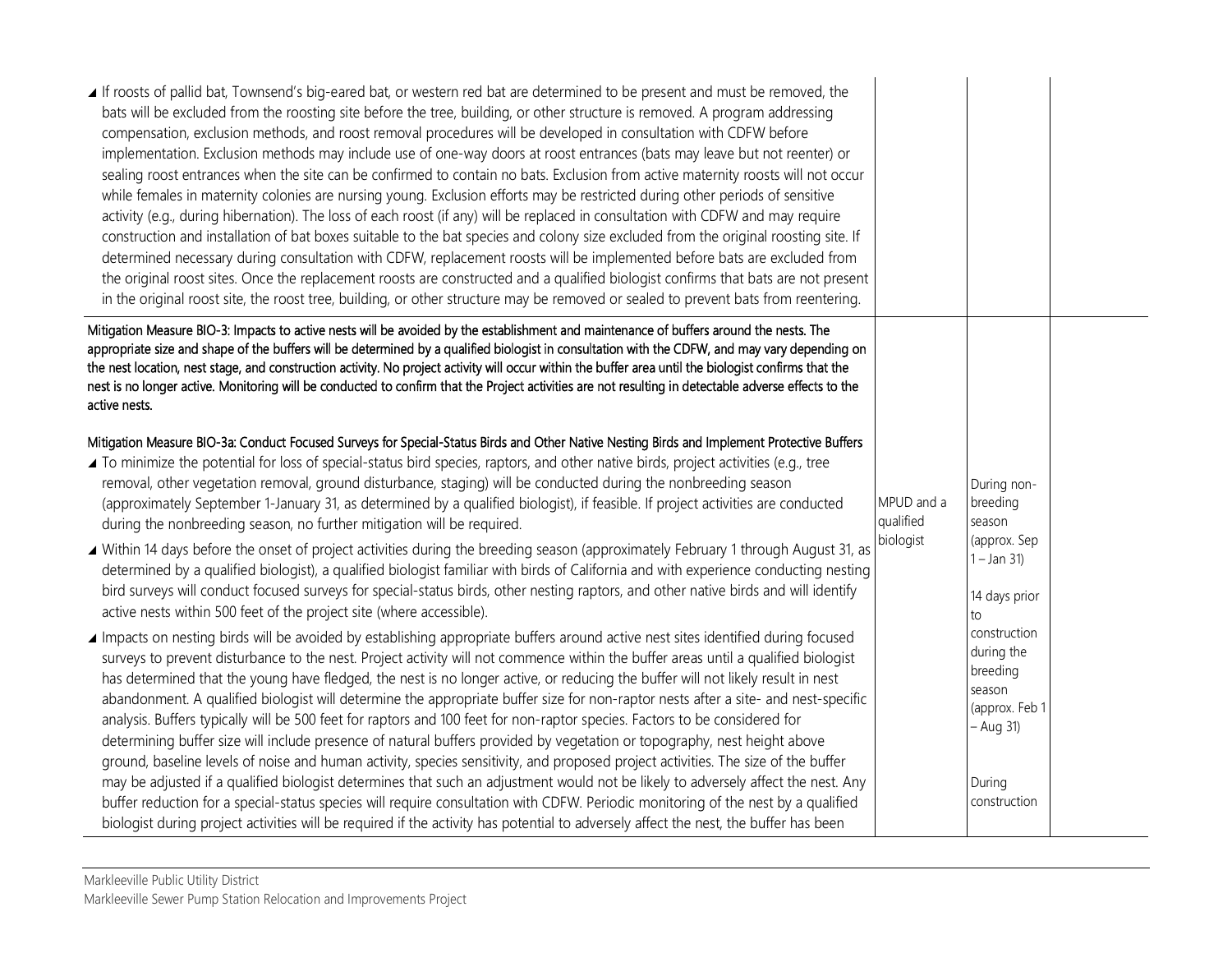| | | | |
|---|---|---|---|
| ◢ If roosts of pallid bat, Townsend's big-eared bat, or western red bat are determined to be present and must be removed, the bats will be excluded from the roosting site before the tree, building, or other structure is removed. A program addressing compensation, exclusion methods, and roost removal procedures will be developed in consultation with CDFW before implementation. Exclusion methods may include use of one-way doors at roost entrances (bats may leave but not reenter) or sealing roost entrances when the site can be confirmed to contain no bats. Exclusion from active maternity roosts will not occur while females in maternity colonies are nursing young. Exclusion efforts may be restricted during other periods of sensitive activity (e.g., during hibernation). The loss of each roost (if any) will be replaced in consultation with CDFW and may require construction and installation of bat boxes suitable to the bat species and colony size excluded from the original roosting site. If determined necessary during consultation with CDFW, replacement roosts will be implemented before bats are excluded from the original roost sites. Once the replacement roosts are constructed and a qualified biologist confirms that bats are not present in the original roost site, the roost tree, building, or other structure may be removed or sealed to prevent bats from reentering. | | | |
| Mitigation Measure BIO-3: Impacts to active nests will be avoided by the establishment and maintenance of buffers around the nests. The appropriate size and shape of the buffers will be determined by a qualified biologist in consultation with the CDFW, and may vary depending on the nest location, nest stage, and construction activity. No project activity will occur within the buffer area until the biologist confirms that the nest is no longer active. Monitoring will be conducted to confirm that the Project activities are not resulting in detectable adverse effects to the active nests.<br><br>Mitigation Measure BIO-3a: Conduct Focused Surveys for Special-Status Birds and Other Native Nesting Birds and Implement Protective Buffers<br>◢ To minimize the potential for loss of special-status bird species, raptors, and other native birds, project activities (e.g., tree removal, other vegetation removal, ground disturbance, staging) will be conducted during the nonbreeding season (approximately September 1-January 31, as determined by a qualified biologist), if feasible. If project activities are conducted during the nonbreeding season, no further mitigation will be required.<br>◢ Within 14 days before the onset of project activities during the breeding season (approximately February 1 through August 31, as determined by a qualified biologist), a qualified biologist familiar with birds of California and with experience conducting nesting bird surveys will conduct focused surveys for special-status birds, other nesting raptors, and other native birds and will identify active nests within 500 feet of the project site (where accessible).<br>◢ Impacts on nesting birds will be avoided by establishing appropriate buffers around active nest sites identified during focused surveys to prevent disturbance to the nest. Project activity will not commence within the buffer areas until a qualified biologist has determined that the young have fledged, the nest is no longer active, or reducing the buffer will not likely result in nest abandonment. A qualified biologist will determine the appropriate buffer size for non-raptor nests after a site- and nest-specific analysis. Buffers typically will be 500 feet for raptors and 100 feet for non-raptor species. Factors to be considered for determining buffer size will include presence of natural buffers provided by vegetation or topography, nest height above ground, baseline levels of noise and human activity, species sensitivity, and proposed project activities. The size of the buffer may be adjusted if a qualified biologist determines that such an adjustment would not be likely to adversely affect the nest. Any buffer reduction for a special-status species will require consultation with CDFW. Periodic monitoring of the nest by a qualified biologist during project activities will be required if the activity has potential to adversely affect the nest, the buffer has been | MPUD and a qualified biologist | During non-breeding season (approx. Sep 1 – Jan 31)<br><br>14 days prior to construction during the breeding season (approx. Feb 1 – Aug 31)<br><br>During construction | |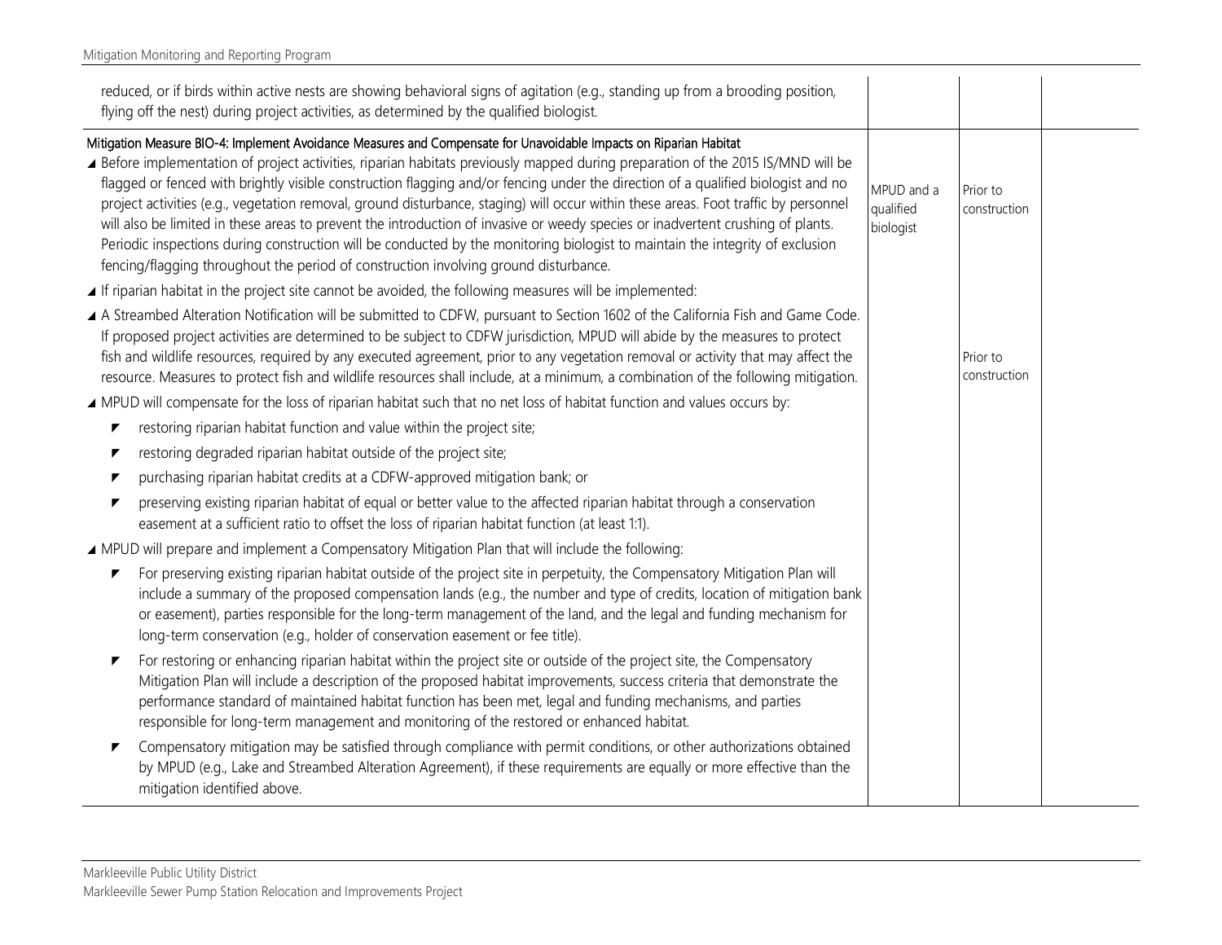| | | | |
|---|---|---|---|
| reduced, or if birds within active nests are showing behavioral signs of agitation (e.g., standing up from a brooding position, flying off the nest) during project activities, as determined by the qualified biologist. | | | |
| Mitigation Measure BIO-4: Implement Avoidance Measures and Compensate for Unavoidable Impacts on Riparian Habitat<br>▲ Before implementation of project activities, riparian habitats previously mapped during preparation of the 2015 IS/MND will be flagged or fenced with brightly visible construction flagging and/or fencing under the direction of a qualified biologist and no project activities (e.g., vegetation removal, ground disturbance, staging) will occur within these areas. Foot traffic by personnel will also be limited in these areas to prevent the introduction of invasive or weedy species or inadvertent crushing of plants. Periodic inspections during construction will be conducted by the monitoring biologist to maintain the integrity of exclusion fencing/flagging throughout the period of construction involving ground disturbance. | MPUD and a qualified biologist | Prior to construction | |
| ▲ If riparian habitat in the project site cannot be avoided, the following measures will be implemented:<br>▲ A Streambed Alteration Notification will be submitted to CDFW, pursuant to Section 1602 of the California Fish and Game Code. If proposed project activities are determined to be subject to CDFW jurisdiction, MPUD will abide by the measures to protect fish and wildlife resources, required by any executed agreement, prior to any vegetation removal or activity that may affect the resource. Measures to protect fish and wildlife resources shall include, at a minimum, a combination of the following mitigation.<br>▲ MPUD will compensate for the loss of riparian habitat such that no net loss of habitat function and values occurs by:<br>◤ restoring riparian habitat function and value within the project site;<br>◤ restoring degraded riparian habitat outside of the project site;<br>◤ purchasing riparian habitat credits at a CDFW-approved mitigation bank; or<br>◤ preserving existing riparian habitat of equal or better value to the affected riparian habitat through a conservation easement at a sufficient ratio to offset the loss of riparian habitat function (at least 1:1).<br>▲ MPUD will prepare and implement a Compensatory Mitigation Plan that will include the following:<br>◤ For preserving existing riparian habitat outside of the project site in perpetuity, the Compensatory Mitigation Plan will include a summary of the proposed compensation lands (e.g., the number and type of credits, location of mitigation bank or easement), parties responsible for the long-term management of the land, and the legal and funding mechanism for long-term conservation (e.g., holder of conservation easement or fee title).<br>◤ For restoring or enhancing riparian habitat within the project site or outside of the project site, the Compensatory Mitigation Plan will include a description of the proposed habitat improvements, success criteria that demonstrate the performance standard of maintained habitat function has been met, legal and funding mechanisms, and parties responsible for long-term management and monitoring of the restored or enhanced habitat.<br>◤ Compensatory mitigation may be satisfied through compliance with permit conditions, or other authorizations obtained by MPUD (e.g., Lake and Streambed Alteration Agreement), if these requirements are equally or more effective than the mitigation identified above. | | Prior to construction | |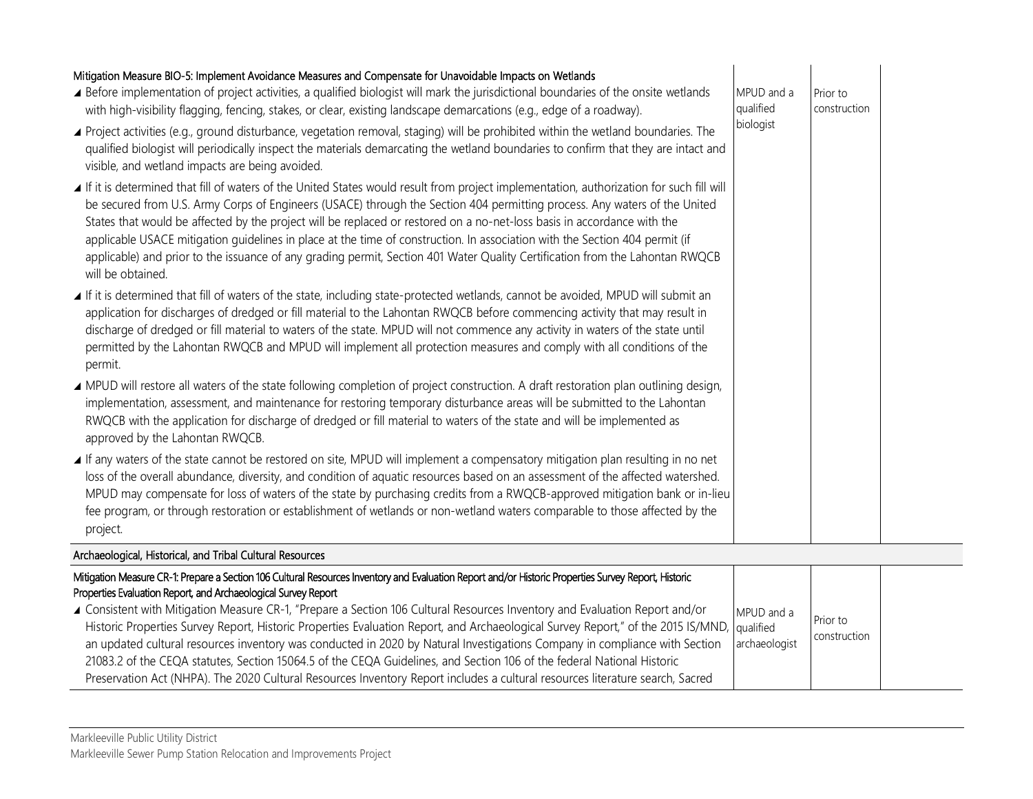| | | | |
|---|---|---|---|
| **Mitigation Measure BIO-5: Implement Avoidance Measures and Compensate for Unavoidable Impacts on Wetlands**<br>◢ Before implementation of project activities, a qualified biologist will mark the jurisdictional boundaries of the onsite wetlands with high-visibility flagging, fencing, stakes, or clear, existing landscape demarcations (e.g., edge of a roadway).<br>◢ Project activities (e.g., ground disturbance, vegetation removal, staging) will be prohibited within the wetland boundaries. The qualified biologist will periodically inspect the materials demarcating the wetland boundaries to confirm that they are intact and visible, and wetland impacts are being avoided.<br>◢ If it is determined that fill of waters of the United States would result from project implementation, authorization for such fill will be secured from U.S. Army Corps of Engineers (USACE) through the Section 404 permitting process. Any waters of the United States that would be affected by the project will be replaced or restored on a no-net-loss basis in accordance with the applicable USACE mitigation guidelines in place at the time of construction. In association with the Section 404 permit (if applicable) and prior to the issuance of any grading permit, Section 401 Water Quality Certification from the Lahontan RWQCB will be obtained.<br>◢ If it is determined that fill of waters of the state, including state-protected wetlands, cannot be avoided, MPUD will submit an application for discharges of dredged or fill material to the Lahontan RWQCB before commencing activity that may result in discharge of dredged or fill material to waters of the state. MPUD will not commence any activity in waters of the state until permitted by the Lahontan RWQCB and MPUD will implement all protection measures and comply with all conditions of the permit.<br>◢ MPUD will restore all waters of the state following completion of project construction. A draft restoration plan outlining design, implementation, assessment, and maintenance for restoring temporary disturbance areas will be submitted to the Lahontan RWQCB with the application for discharge of dredged or fill material to waters of the state and will be implemented as approved by the Lahontan RWQCB.<br>◢ If any waters of the state cannot be restored on site, MPUD will implement a compensatory mitigation plan resulting in no net loss of the overall abundance, diversity, and condition of aquatic resources based on an assessment of the affected watershed. MPUD may compensate for loss of waters of the state by purchasing credits from a RWQCB-approved mitigation bank or in-lieu fee program, or through restoration or establishment of wetlands or non-wetland waters comparable to those affected by the project. | MPUD and a qualified biologist | Prior to construction | |
| **Archaeological, Historical, and Tribal Cultural Resources** | | | |
| **Mitigation Measure CR-1: Prepare a Section 106 Cultural Resources Inventory and Evaluation Report and/or Historic Properties Survey Report, Historic Properties Evaluation Report, and Archaeological Survey Report**<br>◢ Consistent with Mitigation Measure CR-1, "Prepare a Section 106 Cultural Resources Inventory and Evaluation Report and/or Historic Properties Survey Report, Historic Properties Evaluation Report, and Archaeological Survey Report," of the 2015 IS/MND, an updated cultural resources inventory was conducted in 2020 by Natural Investigations Company in compliance with Section 21083.2 of the CEQA statutes, Section 15064.5 of the CEQA Guidelines, and Section 106 of the federal National Historic Preservation Act (NHPA). The 2020 Cultural Resources Inventory Report includes a cultural resources literature search, Sacred | MPUD and a qualified archaeologist | Prior to construction | |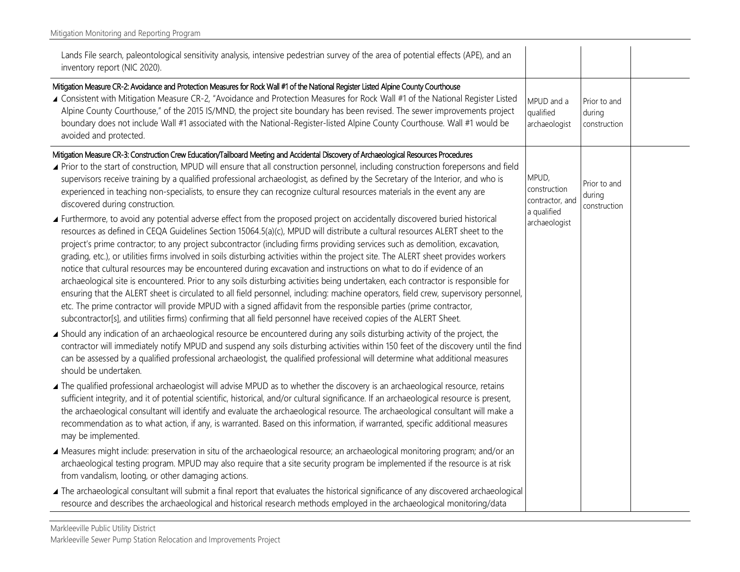| | | | |
|---|---|---|---|
| Lands File search, paleontological sensitivity analysis, intensive pedestrian survey of the area of potential effects (APE), and an inventory report (NIC 2020). | | | |
| **Mitigation Measure CR-2: Avoidance and Protection Measures for Rock Wall #1 of the National Register Listed Alpine County Courthouse**<br>▲ Consistent with Mitigation Measure CR-2, "Avoidance and Protection Measures for Rock Wall #1 of the National Register Listed Alpine County Courthouse," of the 2015 IS/MND, the project site boundary has been revised. The sewer improvements project boundary does not include Wall #1 associated with the National-Register-listed Alpine County Courthouse. Wall #1 would be avoided and protected. | MPUD and a qualified archaeologist | Prior to and during construction | |
| **Mitigation Measure CR-3: Construction Crew Education/Tailboard Meeting and Accidental Discovery of Archaeological Resources Procedures**<br>▲ Prior to the start of construction, MPUD will ensure that all construction personnel, including construction forepersons and field supervisors receive training by a qualified professional archaeologist, as defined by the Secretary of the Interior, and who is experienced in teaching non-specialists, to ensure they can recognize cultural resources materials in the event any are discovered during construction.<br>▲ Furthermore, to avoid any potential adverse effect from the proposed project on accidentally discovered buried historical resources as defined in CEQA Guidelines Section 15064.5(a)(c), MPUD will distribute a cultural resources ALERT sheet to the project's prime contractor; to any project subcontractor (including firms providing services such as demolition, excavation, grading, etc.), or utilities firms involved in soils disturbing activities within the project site. The ALERT sheet provides workers notice that cultural resources may be encountered during excavation and instructions on what to do if evidence of an archaeological site is encountered. Prior to any soils disturbing activities being undertaken, each contractor is responsible for ensuring that the ALERT sheet is circulated to all field personnel, including: machine operators, field crew, supervisory personnel, etc. The prime contractor will provide MPUD with a signed affidavit from the responsible parties (prime contractor, subcontractor[s], and utilities firms) confirming that all field personnel have received copies of the ALERT Sheet.<br>▲ Should any indication of an archaeological resource be encountered during any soils disturbing activity of the project, the contractor will immediately notify MPUD and suspend any soils disturbing activities within 150 feet of the discovery until the find can be assessed by a qualified professional archaeologist, the qualified professional will determine what additional measures should be undertaken.<br>▲ The qualified professional archaeologist will advise MPUD as to whether the discovery is an archaeological resource, retains sufficient integrity, and it of potential scientific, historical, and/or cultural significance. If an archaeological resource is present, the archaeological consultant will identify and evaluate the archaeological resource. The archaeological consultant will make a recommendation as to what action, if any, is warranted. Based on this information, if warranted, specific additional measures may be implemented.<br>▲ Measures might include: preservation in situ of the archaeological resource; an archaeological monitoring program; and/or an archaeological testing program. MPUD may also require that a site security program be implemented if the resource is at risk from vandalism, looting, or other damaging actions.<br>▲ The archaeological consultant will submit a final report that evaluates the historical significance of any discovered archaeological resource and describes the archaeological and historical research methods employed in the archaeological monitoring/data | MPUD, construction contractor, and a qualified archaeologist | Prior to and during construction | |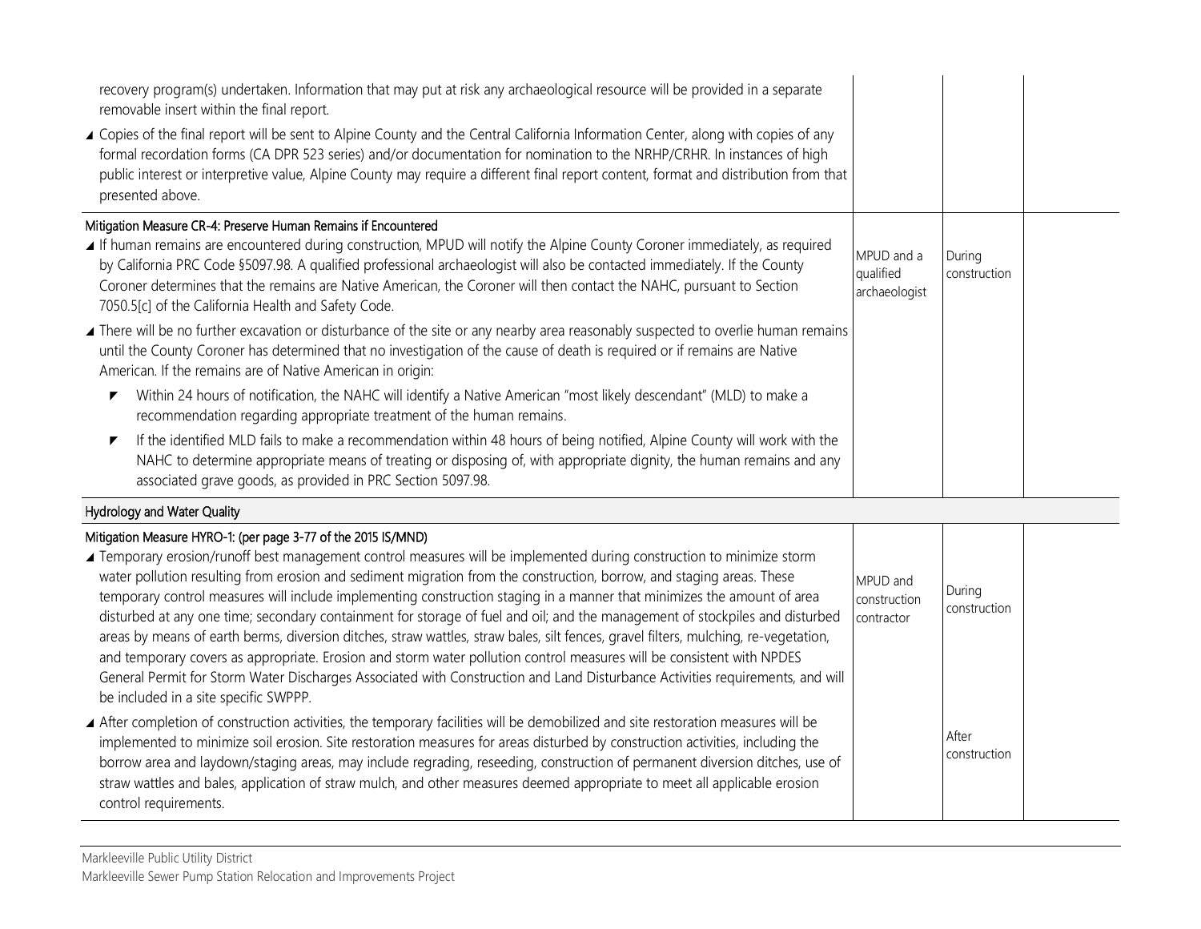| | | | |
|---|---|---|---|
| recovery program(s) undertaken. Information that may put at risk any archaeological resource will be provided in a separate removable insert within the final report.<br>◢ Copies of the final report will be sent to Alpine County and the Central California Information Center, along with copies of any formal recordation forms (CA DPR 523 series) and/or documentation for nomination to the NRHP/CRHR. In instances of high public interest or interpretive value, Alpine County may require a different final report content, format and distribution from that presented above. | | | |
| **Mitigation Measure CR-4: Preserve Human Remains if Encountered**<br>◢ If human remains are encountered during construction, MPUD will notify the Alpine County Coroner immediately, as required by California PRC Code §5097.98. A qualified professional archaeologist will also be contacted immediately. If the County Coroner determines that the remains are Native American, the Coroner will then contact the NAHC, pursuant to Section 7050.5[c] of the California Health and Safety Code.<br>◢ There will be no further excavation or disturbance of the site or any nearby area reasonably suspected to overlie human remains until the County Coroner has determined that no investigation of the cause of death is required or if remains are Native American. If the remains are of Native American in origin:<br>◤ Within 24 hours of notification, the NAHC will identify a Native American "most likely descendant" (MLD) to make a recommendation regarding appropriate treatment of the human remains.<br>◤ If the identified MLD fails to make a recommendation within 48 hours of being notified, Alpine County will work with the NAHC to determine appropriate means of treating or disposing of, with appropriate dignity, the human remains and any associated grave goods, as provided in PRC Section 5097.98. | MPUD and a qualified archaeologist | During construction | |
| **Hydrology and Water Quality** | | | |
| **Mitigation Measure HYRO-1: (per page 3-77 of the 2015 IS/MND)**<br>◢ Temporary erosion/runoff best management control measures will be implemented during construction to minimize storm water pollution resulting from erosion and sediment migration from the construction, borrow, and staging areas. These temporary control measures will include implementing construction staging in a manner that minimizes the amount of area disturbed at any one time; secondary containment for storage of fuel and oil; and the management of stockpiles and disturbed areas by means of earth berms, diversion ditches, straw wattles, straw bales, silt fences, gravel filters, mulching, re-vegetation, and temporary covers as appropriate. Erosion and storm water pollution control measures will be consistent with NPDES General Permit for Storm Water Discharges Associated with Construction and Land Disturbance Activities requirements, and will be included in a site specific SWPPP.<br>◢ After completion of construction activities, the temporary facilities will be demobilized and site restoration measures will be implemented to minimize soil erosion. Site restoration measures for areas disturbed by construction activities, including the borrow area and laydown/staging areas, may include regrading, reseeding, construction of permanent diversion ditches, use of straw wattles and bales, application of straw mulch, and other measures deemed appropriate to meet all applicable erosion control requirements. | MPUD and construction contractor | During construction<br><br>After construction | |